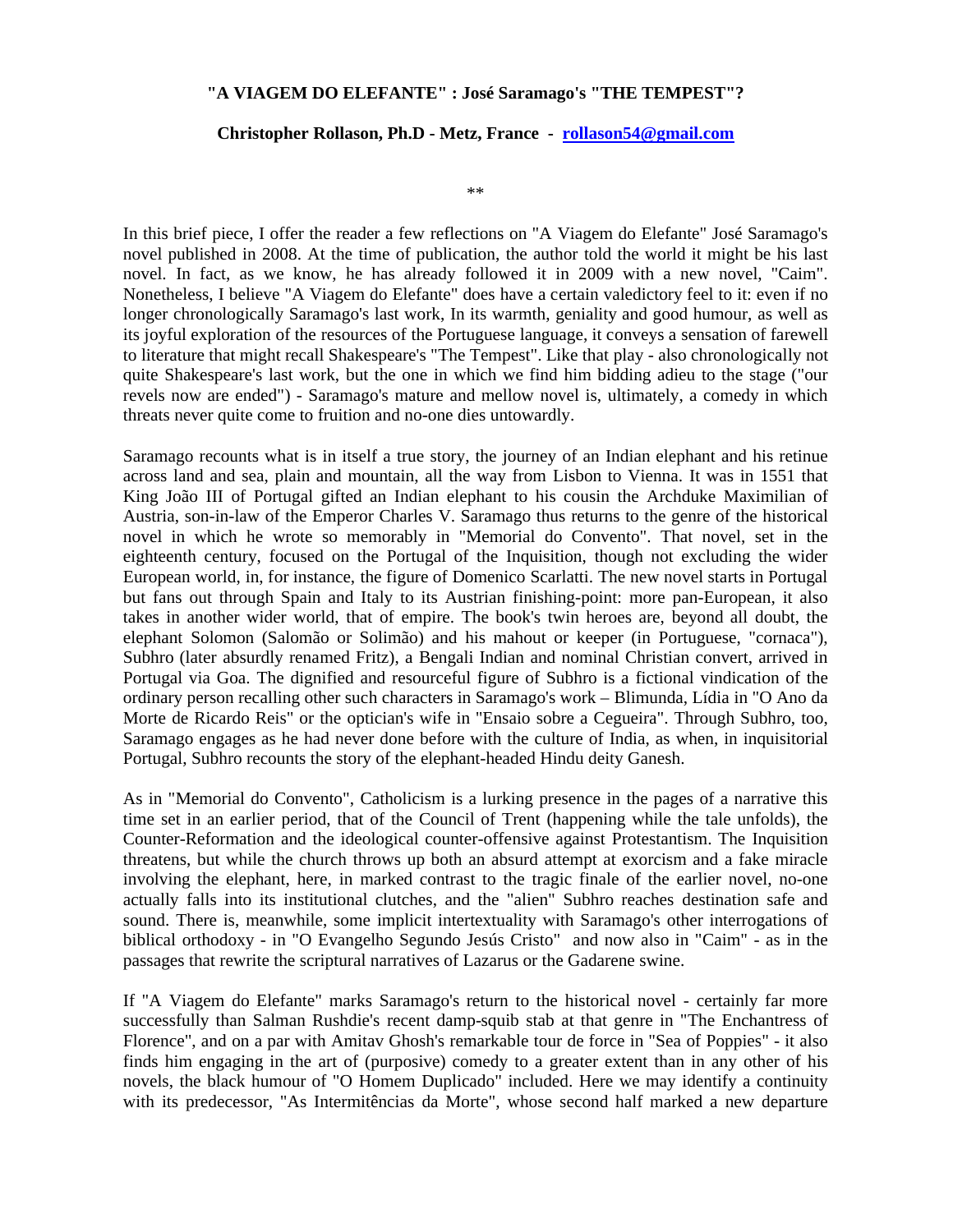**"A VIAGEM DO ELEFANTE" : José Saramago's "THE TEMPEST"?**

**Christopher Rollason, Ph.D - Metz, France - rollason54@gmail.com**

**

In this brief piece, I offer the reader a few reflections on "A Viagem do Elefante" José Saramago's novel published in 2008. At the time of publication, the author told the world it might be his last novel. In fact, as we know, he has already followed it in 2009 with a new novel, "Caim". Nonetheless, I believe "A Viagem do Elefante" does have a certain valedictory feel to it: even if no longer chronologically Saramago's last work, In its warmth, geniality and good humour, as well as its joyful exploration of the resources of the Portuguese language, it conveys a sensation of farewell to literature that might recall Shakespeare's "The Tempest". Like that play - also chronologically not quite Shakespeare's last work, but the one in which we find him bidding adieu to the stage ("our revels now are ended") - Saramago's mature and mellow novel is, ultimately, a comedy in which threats never quite come to fruition and no-one dies untowardly.

Saramago recounts what is in itself a true story, the journey of an Indian elephant and his retinue across land and sea, plain and mountain, all the way from Lisbon to Vienna. It was in 1551 that King João III of Portugal gifted an Indian elephant to his cousin the Archduke Maximilian of Austria, son-in-law of the Emperor Charles V. Saramago thus returns to the genre of the historical novel in which he wrote so memorably in "Memorial do Convento". That novel, set in the eighteenth century, focused on the Portugal of the Inquisition, though not excluding the wider European world, in, for instance, the figure of Domenico Scarlatti. The new novel starts in Portugal but fans out through Spain and Italy to its Austrian finishing-point: more pan-European, it also takes in another wider world, that of empire. The book's twin heroes are, beyond all doubt, the elephant Solomon (Salomão or Solimão) and his mahout or keeper (in Portuguese, "cornaca"), Subhro (later absurdly renamed Fritz), a Bengali Indian and nominal Christian convert, arrived in Portugal via Goa. The dignified and resourceful figure of Subhro is a fictional vindication of the ordinary person recalling other such characters in Saramago's work – Blimunda, Lídia in "O Ano da Morte de Ricardo Reis" or the optician's wife in "Ensaio sobre a Cegueira". Through Subhro, too, Saramago engages as he had never done before with the culture of India, as when, in inquisitorial Portugal, Subhro recounts the story of the elephant-headed Hindu deity Ganesh.

As in "Memorial do Convento", Catholicism is a lurking presence in the pages of a narrative this time set in an earlier period, that of the Council of Trent (happening while the tale unfolds), the Counter-Reformation and the ideological counter-offensive against Protestantism. The Inquisition threatens, but while the church throws up both an absurd attempt at exorcism and a fake miracle involving the elephant, here, in marked contrast to the tragic finale of the earlier novel, no-one actually falls into its institutional clutches, and the "alien" Subhro reaches destination safe and sound. There is, meanwhile, some implicit intertextuality with Saramago's other interrogations of biblical orthodoxy - in "O Evangelho Segundo Jesús Cristo" and now also in "Caim" - as in the passages that rewrite the scriptural narratives of Lazarus or the Gadarene swine.

If "A Viagem do Elefante" marks Saramago's return to the historical novel - certainly far more successfully than Salman Rushdie's recent damp-squib stab at that genre in "The Enchantress of Florence", and on a par with Amitav Ghosh's remarkable tour de force in "Sea of Poppies" - it also finds him engaging in the art of (purposive) comedy to a greater extent than in any other of his novels, the black humour of "O Homem Duplicado" included. Here we may identify a continuity with its predecessor, "As Intermitências da Morte", whose second half marked a new departure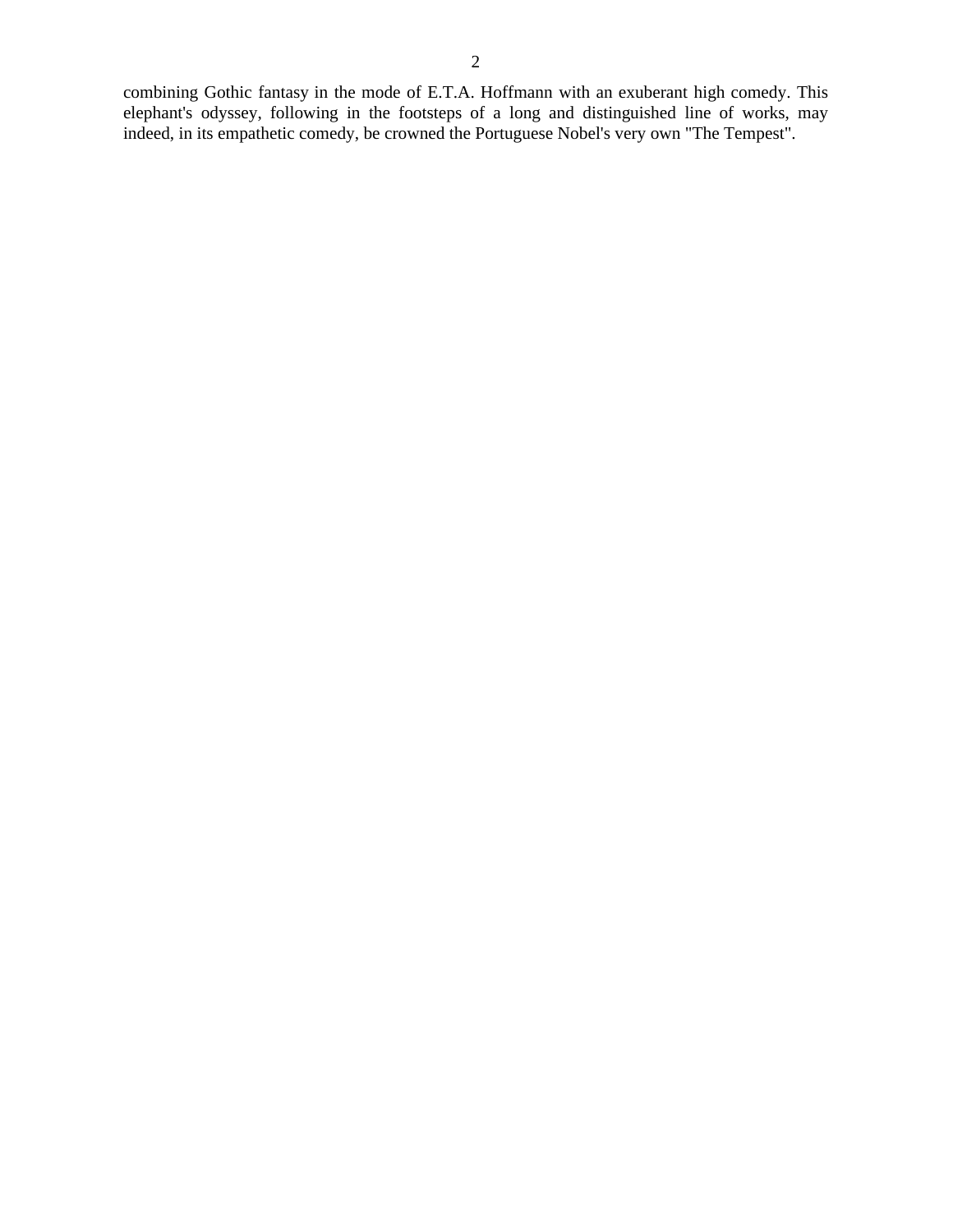combining Gothic fantasy in the mode of E.T.A. Hoffmann with an exuberant high comedy. This elephant's odyssey, following in the footsteps of a long and distinguished line of works, may indeed, in its empathetic comedy, be crowned the Portuguese Nobel's very own "The Tempest".